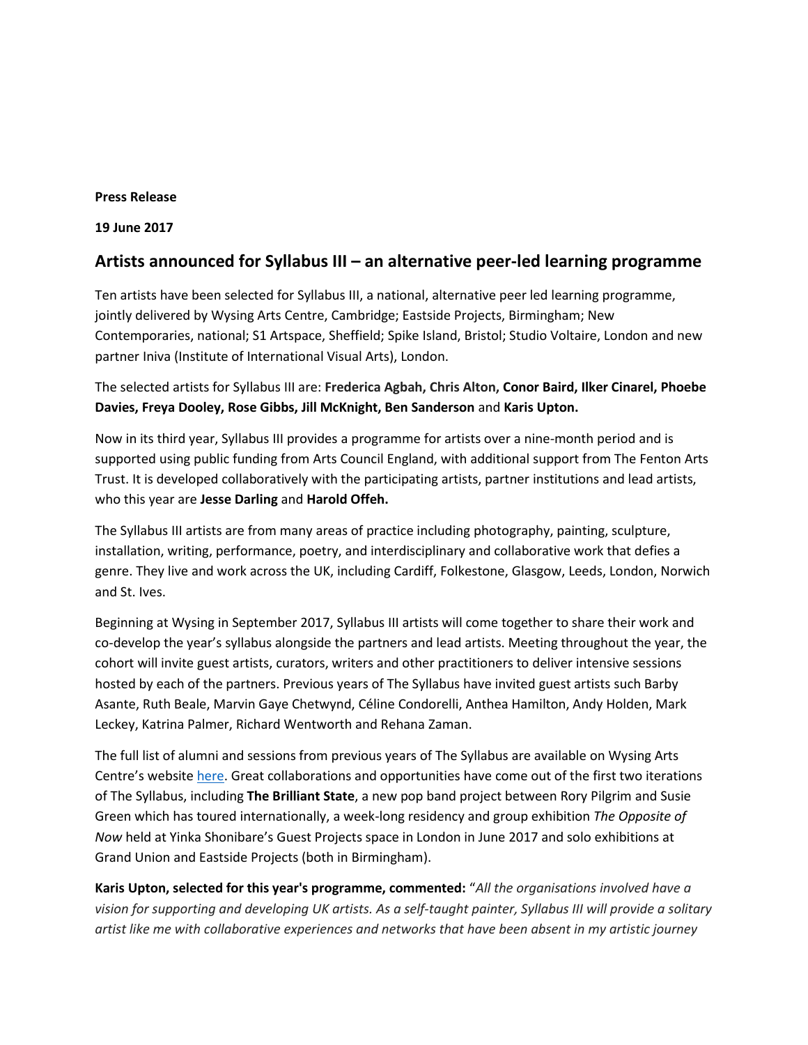**Press Release**

**19 June 2017**

## Artists announced for Syllabus III – an alternative peer-led learning programme

Ten artists have been selected for Syllabus III, a national, alternative peer led learning programme, jointly delivered by Wysing Arts Centre, Cambridge; Eastside Projects, Birmingham; New Contemporaries, national; S1 Artspace, Sheffield; Spike Island, Bristol; Studio Voltaire, London and new partner Iniva (Institute of International Visual Arts), London.

The selected artists for Syllabus III are: **Frederica Agbah, Chris Alton, Conor Baird, Ilker Cinarel, Phoebe Davies, Freya Dooley, Rose Gibbs, Jill McKnight, Ben Sanderson** and **Karis Upton.**

Now in its third year, Syllabus III provides a programme for artists over a nine-month period and is supported using public funding from Arts Council England, with additional support from The Fenton Arts Trust. It is developed collaboratively with the participating artists, partner institutions and lead artists, who this year are **Jesse Darling** and **Harold Offeh.**

The Syllabus III artists are from many areas of practice including photography, painting, sculpture, installation, writing, performance, poetry, and interdisciplinary and collaborative work that defies a genre. They live and work across the UK, including Cardiff, Folkestone, Glasgow, Leeds, London, Norwich and St. Ives.

Beginning at Wysing in September 2017, Syllabus III artists will come together to share their work and co-develop the year's syllabus alongside the partners and lead artists. Meeting throughout the year, the cohort will invite guest artists, curators, writers and other practitioners to deliver intensive sessions hosted by each of the partners. Previous years of The Syllabus have invited guest artists such Barby Asante, Ruth Beale, Marvin Gaye Chetwynd, Céline Condorelli, Anthea Hamilton, Andy Holden, Mark Leckey, Katrina Palmer, Richard Wentworth and Rehana Zaman.

The full list of alumni and sessions from previous years of The Syllabus are available on Wysing Arts Centre's website here. Great collaborations and opportunities have come out of the first two iterations of The Syllabus, including **The Brilliant State**, a new pop band project between Rory Pilgrim and Susie Green which has toured internationally, a week-long residency and group exhibition *The Opposite of Now* held at Yinka Shonibare's Guest Projects space in London in June 2017 and solo exhibitions at Grand Union and Eastside Projects (both in Birmingham).

**Karis Upton, selected for this year's programme, commented:** "*All the organisations involved have a vision for supporting and developing UK artists. As a self-taught painter, Syllabus III will provide a solitary artist like me with collaborative experiences and networks that have been absent in my artistic journey*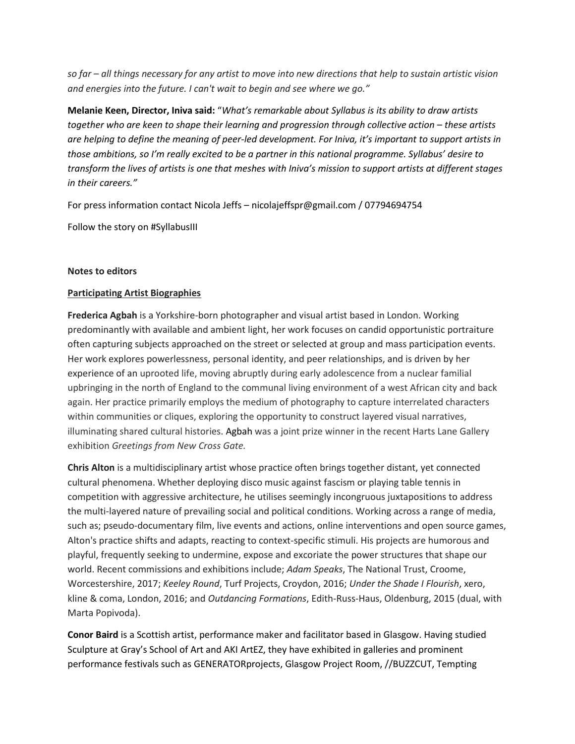*so far – all things necessary for any artist to move into new directions that help to sustain artistic vision and energies into the future. I can't wait to begin and see where we go."*

**Melanie Keen, Director, Iniva said:** "*What's remarkable about Syllabus is its ability to draw artists together who are keen to shape their learning and progression through collective action – these artists are helping to define the meaning of peer-led development. For Iniva, it's important to support artists in those ambitions, so I'm really excited to be a partner in this national programme. Syllabus' desire to transform the lives of artists is one that meshes with Iniva's mission to support artists at different stages in their careers."*

For press information contact Nicola Jeffs – nicolajeffspr@gmail.com / 07794694754

Follow the story on #SyllabusIII

**Notes to editors**

**Participating Artist Biographies**

**Frederica Agbah** is a Yorkshire-born photographer and visual artist based in London. Working predominantly with available and ambient light, her work focuses on candid opportunistic portraiture often capturing subjects approached on the street or selected at group and mass participation events. Her work explores powerlessness, personal identity, and peer relationships, and is driven by her experience of an uprooted life, moving abruptly during early adolescence from a nuclear familial upbringing in the north of England to the communal living environment of a west African city and back again. Her practice primarily employs the medium of photography to capture interrelated characters within communities or cliques, exploring the opportunity to construct layered visual narratives, illuminating shared cultural histories. Agbah was a joint prize winner in the recent Harts Lane Gallery exhibition *Greetings from New Cross Gate.*

**Chris Alton** is a multidisciplinary artist whose practice often brings together distant, yet connected cultural phenomena. Whether deploying disco music against fascism or playing table tennis in competition with aggressive architecture, he utilises seemingly incongruous juxtapositions to address the multi-layered nature of prevailing social and political conditions. Working across a range of media, such as; pseudo-documentary film, live events and actions, online interventions and open source games, Alton's practice shifts and adapts, reacting to context-specific stimuli. His projects are humorous and playful, frequently seeking to undermine, expose and excoriate the power structures that shape our world. Recent commissions and exhibitions include; *Adam Speaks*, The National Trust, Croome, Worcestershire, 2017; *Keeley Round*, Turf Projects, Croydon, 2016; *Under the Shade I Flourish*, xero, kline & coma, London, 2016; and *Outdancing Formations*, Edith-Russ-Haus, Oldenburg, 2015 (dual, with Marta Popivoda).

**Conor Baird** is a Scottish artist, performance maker and facilitator based in Glasgow. Having studied Sculpture at Gray's School of Art and AKI ArtEZ, they have exhibited in galleries and prominent performance festivals such as GENERATORprojects, Glasgow Project Room, //BUZZCUT, Tempting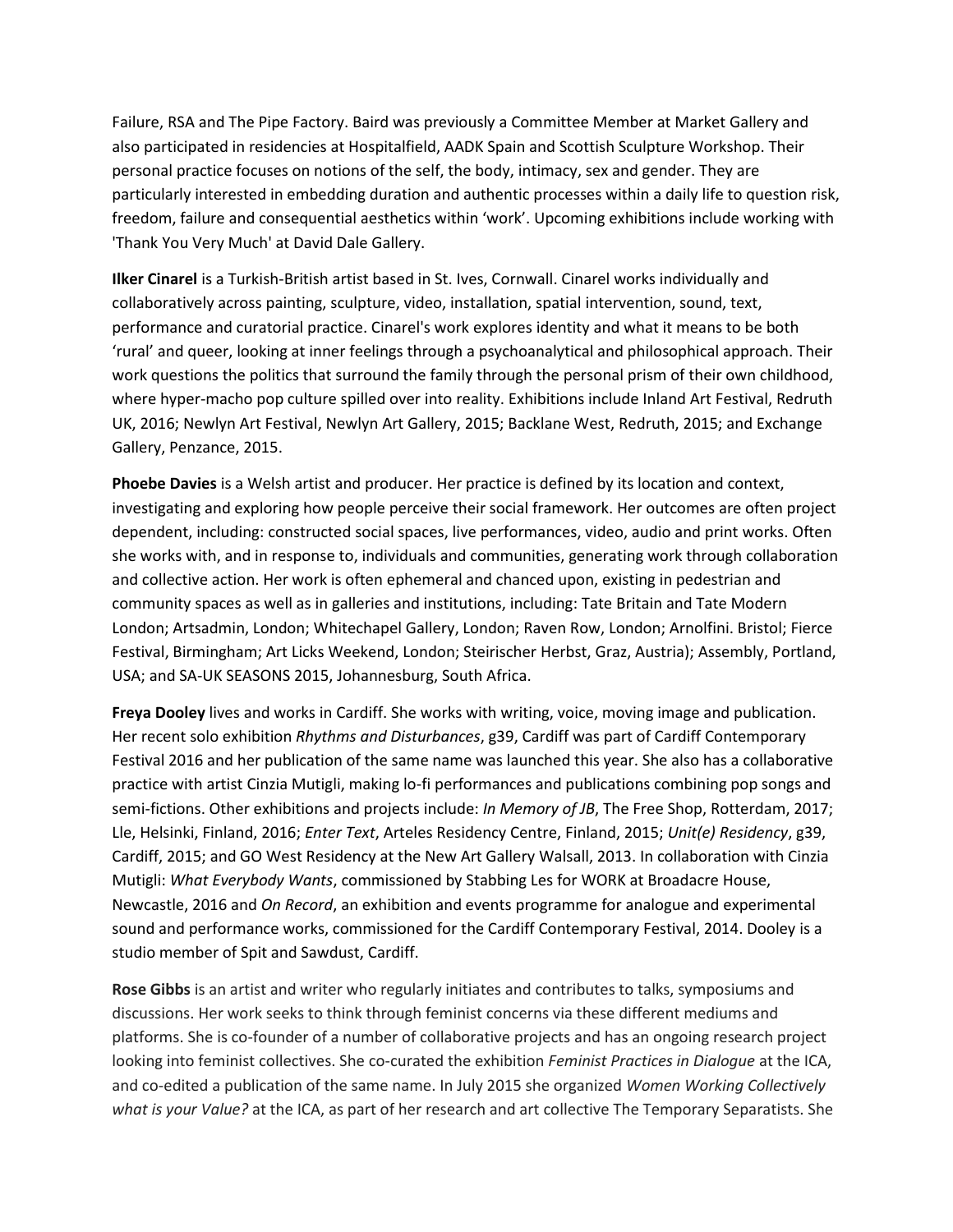Failure, RSA and The Pipe Factory. Baird was previously a Committee Member at Market Gallery and also participated in residencies at Hospitalfield, AADK Spain and Scottish Sculpture Workshop. Their personal practice focuses on notions of the self, the body, intimacy, sex and gender. They are particularly interested in embedding duration and authentic processes within a daily life to question risk, freedom, failure and consequential aesthetics within 'work'. Upcoming exhibitions include working with 'Thank You Very Much' at David Dale Gallery.

**Ilker Cinarel** is a Turkish-British artist based in St. Ives, Cornwall. Cinarel works individually and collaboratively across painting, sculpture, video, installation, spatial intervention, sound, text, performance and curatorial practice. Cinarel's work explores identity and what it means to be both 'rural' and queer, looking at inner feelings through a psychoanalytical and philosophical approach. Their work questions the politics that surround the family through the personal prism of their own childhood, where hyper-macho pop culture spilled over into reality. Exhibitions include Inland Art Festival, Redruth UK, 2016; Newlyn Art Festival, Newlyn Art Gallery, 2015; Backlane West, Redruth, 2015; and Exchange Gallery, Penzance, 2015.

**Phoebe Davies** is a Welsh artist and producer. Her practice is defined by its location and context, investigating and exploring how people perceive their social framework. Her outcomes are often project dependent, including: constructed social spaces, live performances, video, audio and print works. Often she works with, and in response to, individuals and communities, generating work through collaboration and collective action. Her work is often ephemeral and chanced upon, existing in pedestrian and community spaces as well as in galleries and institutions, including: Tate Britain and Tate Modern London; Artsadmin, London; Whitechapel Gallery, London; Raven Row, London; Arnolfini. Bristol; Fierce Festival, Birmingham; Art Licks Weekend, London; Steirischer Herbst, Graz, Austria); Assembly, Portland, USA; and SA-UK SEASONS 2015, Johannesburg, South Africa.

**Freya Dooley** lives and works in Cardiff. She works with writing, voice, moving image and publication. Her recent solo exhibition *Rhythms and Disturbances*, g39, Cardiff was part of Cardiff Contemporary Festival 2016 and her publication of the same name was launched this year. She also has a collaborative practice with artist Cinzia Mutigli, making lo-fi performances and publications combining pop songs and semi-fictions. Other exhibitions and projects include: *In Memory of JB*, The Free Shop, Rotterdam, 2017; Lle, Helsinki, Finland, 2016; *Enter Text*, Arteles Residency Centre, Finland, 2015; *Unit(e) Residency*, g39, Cardiff, 2015; and GO West Residency at the New Art Gallery Walsall, 2013. In collaboration with Cinzia Mutigli: *What Everybody Wants*, commissioned by Stabbing Les for WORK at Broadacre House, Newcastle, 2016 and *On Record*, an exhibition and events programme for analogue and experimental sound and performance works, commissioned for the Cardiff Contemporary Festival, 2014. Dooley is a studio member of Spit and Sawdust, Cardiff.

**Rose Gibbs** is an artist and writer who regularly initiates and contributes to talks, symposiums and discussions. Her work seeks to think through feminist concerns via these different mediums and platforms. She is co-founder of a number of collaborative projects and has an ongoing research project looking into feminist collectives. She co-curated the exhibition *Feminist Practices in Dialogue* at the ICA, and co-edited a publication of the same name. In July 2015 she organized *Women Working Collectively what is your Value?* at the ICA, as part of her research and art collective The Temporary Separatists. She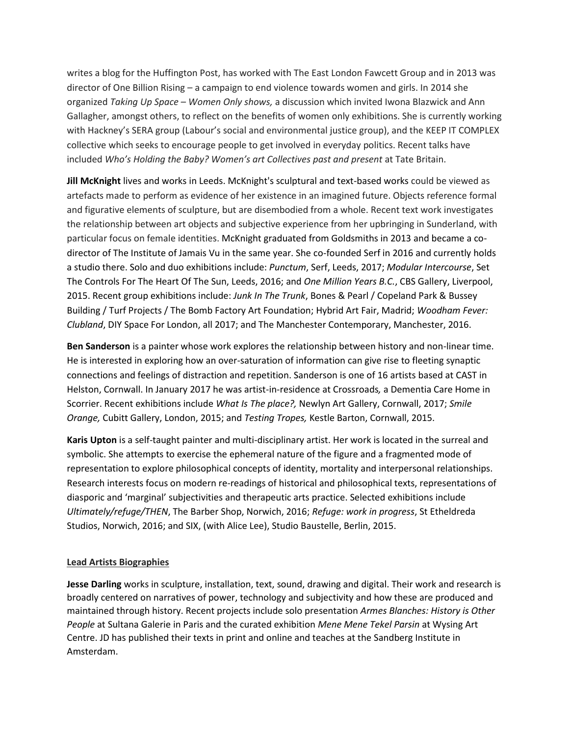writes a blog for the Huffington Post, has worked with The East London Fawcett Group and in 2013 was director of One Billion Rising – a campaign to end violence towards women and girls. In 2014 she organized *Taking Up Space – Women Only shows,* a discussion which invited Iwona Blazwick and Ann Gallagher, amongst others, to reflect on the benefits of women only exhibitions. She is currently working with Hackney's SERA group (Labour's social and environmental justice group), and the KEEP IT COMPLEX collective which seeks to encourage people to get involved in everyday politics. Recent talks have included *Who's Holding the Baby? Women's art Collectives past and present* at Tate Britain.

**Jill McKnight** lives and works in Leeds. McKnight's sculptural and text-based works could be viewed as artefacts made to perform as evidence of her existence in an imagined future. Objects reference formal and figurative elements of sculpture, but are disembodied from a whole. Recent text work investigates the relationship between art objects and subjective experience from her upbringing in Sunderland, with particular focus on female identities. McKnight graduated from Goldsmiths in 2013 and became a co-director of The Institute of Jamais Vu in the same year. She co-founded Serf in 2016 and currently holds a studio there. Solo and duo exhibitions include: *Punctum*, Serf, Leeds, 2017; *Modular Intercourse*, Set The Controls For The Heart Of The Sun, Leeds, 2016; and *One Million Years B.C.*, CBS Gallery, Liverpool, 2015. Recent group exhibitions include: *Junk In The Trunk*, Bones & Pearl / Copeland Park & Bussey Building / Turf Projects / The Bomb Factory Art Foundation; Hybrid Art Fair, Madrid; *Woodham Fever: Clubland*, DIY Space For London, all 2017; and The Manchester Contemporary, Manchester, 2016.

**Ben Sanderson** is a painter whose work explores the relationship between history and non-linear time. He is interested in exploring how an over-saturation of information can give rise to fleeting synaptic connections and feelings of distraction and repetition. Sanderson is one of 16 artists based at CAST in Helston, Cornwall. In January 2017 he was artist-in-residence at Crossroads*,* a Dementia Care Home in Scorrier. Recent exhibitions include *What Is The place?,* Newlyn Art Gallery, Cornwall, 2017; *Smile Orange,* Cubitt Gallery, London, 2015; and *Testing Tropes,* Kestle Barton, Cornwall, 2015.

**Karis Upton** is a self-taught painter and multi-disciplinary artist. Her work is located in the surreal and symbolic. She attempts to exercise the ephemeral nature of the figure and a fragmented mode of representation to explore philosophical concepts of identity, mortality and interpersonal relationships. Research interests focus on modern re-readings of historical and philosophical texts, representations of diasporic and 'marginal' subjectivities and therapeutic arts practice. Selected exhibitions include *Ultimately/refuge/THEN*, The Barber Shop, Norwich, 2016; *Refuge: work in progress*, St Etheldreda Studios, Norwich, 2016; and SIX, (with Alice Lee), Studio Baustelle, Berlin, 2015.

## Lead Artists Biographies

**Jesse Darling** works in sculpture, installation, text, sound, drawing and digital. Their work and research is broadly centered on narratives of power, technology and subjectivity and how these are produced and maintained through history. Recent projects include solo presentation *Armes Blanches: History is Other People* at Sultana Galerie in Paris and the curated exhibition *Mene Mene Tekel Parsin* at Wysing Art Centre. JD has published their texts in print and online and teaches at the Sandberg Institute in Amsterdam.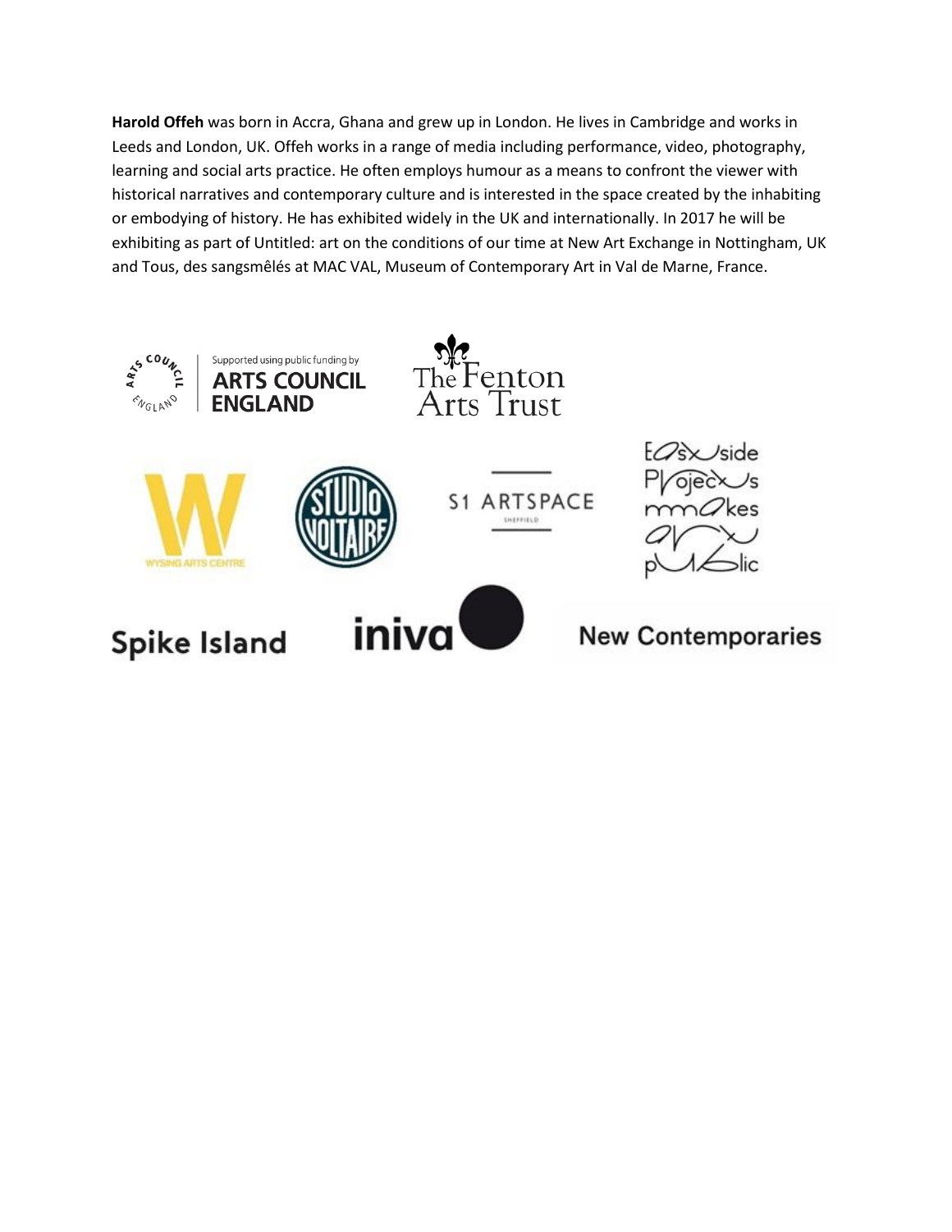**Harold Offeh** was born in Accra, Ghana and grew up in London. He lives in Cambridge and works in Leeds and London, UK. Offeh works in a range of media including performance, video, photography, learning and social arts practice. He often employs humour as a means to confront the viewer with historical narratives and contemporary culture and is interested in the space created by the inhabiting or embodying of history. He has exhibited widely in the UK and internationally. In 2017 he will be exhibiting as part of Untitled: art on the conditions of our time at New Art Exchange in Nottingham, UK and Tous, des sangsmêlés at MAC VAL, Museum of Contemporary Art in Val de Marne, France.

Supported using public funding by ARTS COUNCIL ENGLAND

The Fenton Arts Trust

WYSING ARTS CENTRE

STUDIO VOLTAIRE

S1 ARTSPACE SHEFFIELD

Eastside Projects makes art public

Spike Island

iniva

New Contemporaries